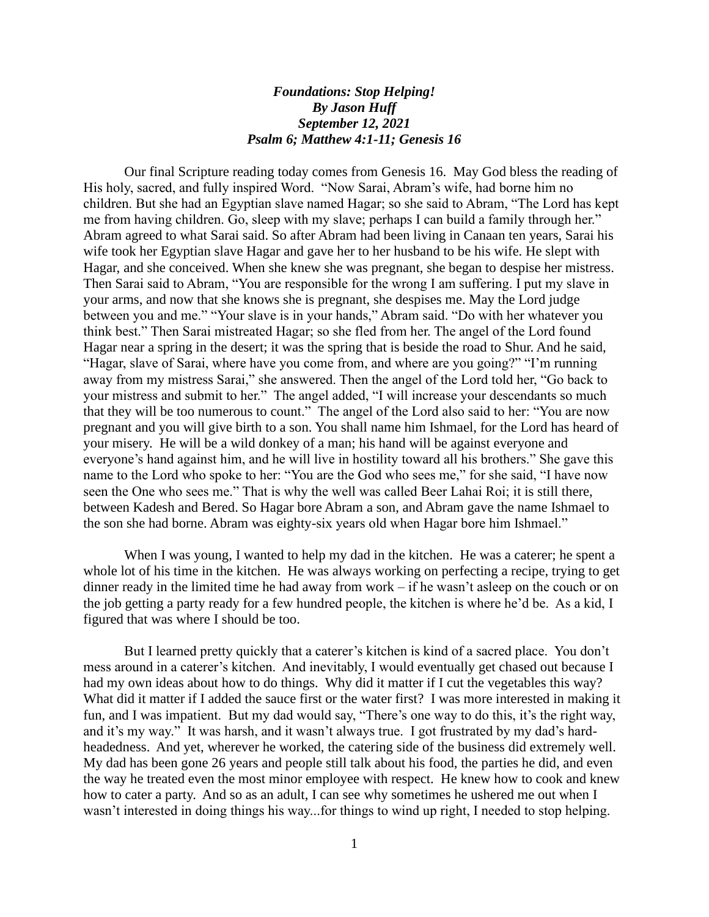***Foundations: Stop Helping!***
***By Jason Huff***
***September 12, 2021***
***Psalm 6; Matthew 4:1-11; Genesis 16***

Our final Scripture reading today comes from Genesis 16. May God bless the reading of His holy, sacred, and fully inspired Word. "Now Sarai, Abram's wife, had borne him no children. But she had an Egyptian slave named Hagar; so she said to Abram, "The Lord has kept me from having children. Go, sleep with my slave; perhaps I can build a family through her." Abram agreed to what Sarai said. So after Abram had been living in Canaan ten years, Sarai his wife took her Egyptian slave Hagar and gave her to her husband to be his wife. He slept with Hagar, and she conceived. When she knew she was pregnant, she began to despise her mistress. Then Sarai said to Abram, "You are responsible for the wrong I am suffering. I put my slave in your arms, and now that she knows she is pregnant, she despises me. May the Lord judge between you and me." "Your slave is in your hands," Abram said. "Do with her whatever you think best." Then Sarai mistreated Hagar; so she fled from her. The angel of the Lord found Hagar near a spring in the desert; it was the spring that is beside the road to Shur. And he said, "Hagar, slave of Sarai, where have you come from, and where are you going?" "I'm running away from my mistress Sarai," she answered. Then the angel of the Lord told her, "Go back to your mistress and submit to her." The angel added, "I will increase your descendants so much that they will be too numerous to count." The angel of the Lord also said to her: "You are now pregnant and you will give birth to a son. You shall name him Ishmael, for the Lord has heard of your misery. He will be a wild donkey of a man; his hand will be against everyone and everyone's hand against him, and he will live in hostility toward all his brothers." She gave this name to the Lord who spoke to her: "You are the God who sees me," for she said, "I have now seen the One who sees me." That is why the well was called Beer Lahai Roi; it is still there, between Kadesh and Bered. So Hagar bore Abram a son, and Abram gave the name Ishmael to the son she had borne. Abram was eighty-six years old when Hagar bore him Ishmael."

When I was young, I wanted to help my dad in the kitchen. He was a caterer; he spent a whole lot of his time in the kitchen. He was always working on perfecting a recipe, trying to get dinner ready in the limited time he had away from work – if he wasn't asleep on the couch or on the job getting a party ready for a few hundred people, the kitchen is where he'd be. As a kid, I figured that was where I should be too.

But I learned pretty quickly that a caterer's kitchen is kind of a sacred place. You don't mess around in a caterer's kitchen. And inevitably, I would eventually get chased out because I had my own ideas about how to do things. Why did it matter if I cut the vegetables this way? What did it matter if I added the sauce first or the water first? I was more interested in making it fun, and I was impatient. But my dad would say, "There's one way to do this, it's the right way, and it's my way." It was harsh, and it wasn't always true. I got frustrated by my dad's hard-headedness. And yet, wherever he worked, the catering side of the business did extremely well. My dad has been gone 26 years and people still talk about his food, the parties he did, and even the way he treated even the most minor employee with respect. He knew how to cook and knew how to cater a party. And so as an adult, I can see why sometimes he ushered me out when I wasn't interested in doing things his way...for things to wind up right, I needed to stop helping.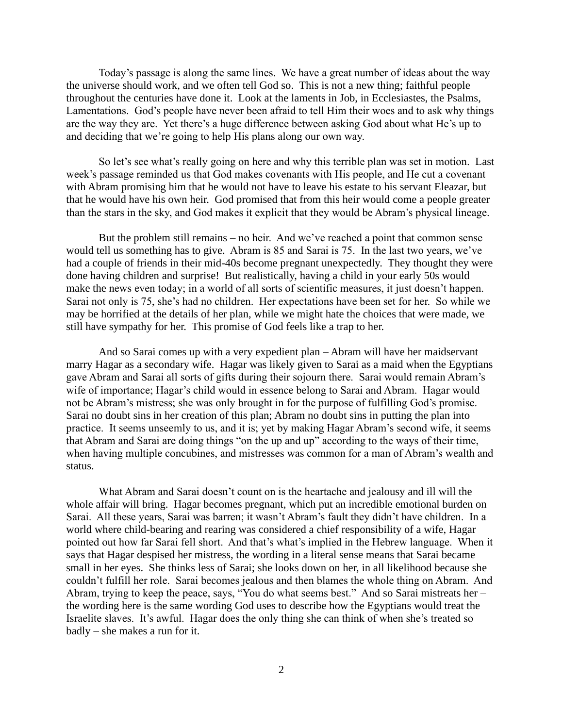Today's passage is along the same lines. We have a great number of ideas about the way the universe should work, and we often tell God so. This is not a new thing; faithful people throughout the centuries have done it. Look at the laments in Job, in Ecclesiastes, the Psalms, Lamentations. God's people have never been afraid to tell Him their woes and to ask why things are the way they are. Yet there's a huge difference between asking God about what He's up to and deciding that we're going to help His plans along our own way.

So let's see what's really going on here and why this terrible plan was set in motion. Last week's passage reminded us that God makes covenants with His people, and He cut a covenant with Abram promising him that he would not have to leave his estate to his servant Eleazar, but that he would have his own heir. God promised that from this heir would come a people greater than the stars in the sky, and God makes it explicit that they would be Abram's physical lineage.

But the problem still remains – no heir. And we've reached a point that common sense would tell us something has to give. Abram is 85 and Sarai is 75. In the last two years, we've had a couple of friends in their mid-40s become pregnant unexpectedly. They thought they were done having children and surprise! But realistically, having a child in your early 50s would make the news even today; in a world of all sorts of scientific measures, it just doesn't happen. Sarai not only is 75, she's had no children. Her expectations have been set for her. So while we may be horrified at the details of her plan, while we might hate the choices that were made, we still have sympathy for her. This promise of God feels like a trap to her.

And so Sarai comes up with a very expedient plan – Abram will have her maidservant marry Hagar as a secondary wife. Hagar was likely given to Sarai as a maid when the Egyptians gave Abram and Sarai all sorts of gifts during their sojourn there. Sarai would remain Abram's wife of importance; Hagar's child would in essence belong to Sarai and Abram. Hagar would not be Abram's mistress; she was only brought in for the purpose of fulfilling God's promise. Sarai no doubt sins in her creation of this plan; Abram no doubt sins in putting the plan into practice. It seems unseemly to us, and it is; yet by making Hagar Abram's second wife, it seems that Abram and Sarai are doing things "on the up and up" according to the ways of their time, when having multiple concubines, and mistresses was common for a man of Abram's wealth and status.

What Abram and Sarai doesn't count on is the heartache and jealousy and ill will the whole affair will bring. Hagar becomes pregnant, which put an incredible emotional burden on Sarai. All these years, Sarai was barren; it wasn't Abram's fault they didn't have children. In a world where child-bearing and rearing was considered a chief responsibility of a wife, Hagar pointed out how far Sarai fell short. And that's what's implied in the Hebrew language. When it says that Hagar despised her mistress, the wording in a literal sense means that Sarai became small in her eyes. She thinks less of Sarai; she looks down on her, in all likelihood because she couldn't fulfill her role. Sarai becomes jealous and then blames the whole thing on Abram. And Abram, trying to keep the peace, says, "You do what seems best." And so Sarai mistreats her – the wording here is the same wording God uses to describe how the Egyptians would treat the Israelite slaves. It's awful. Hagar does the only thing she can think of when she's treated so badly – she makes a run for it.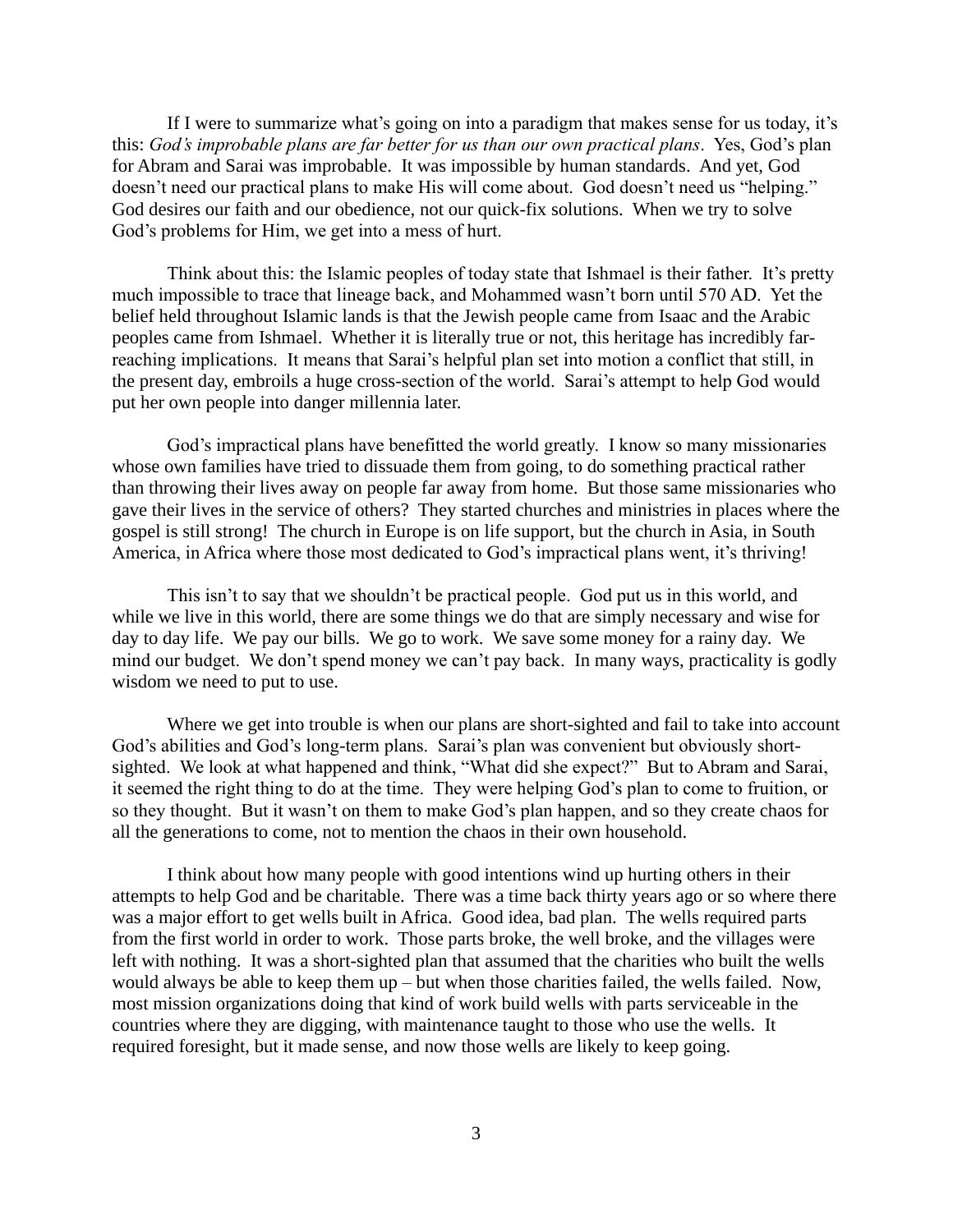If I were to summarize what's going on into a paradigm that makes sense for us today, it's this: *God's improbable plans are far better for us than our own practical plans*. Yes, God's plan for Abram and Sarai was improbable. It was impossible by human standards. And yet, God doesn't need our practical plans to make His will come about. God doesn't need us "helping." God desires our faith and our obedience, not our quick-fix solutions. When we try to solve God's problems for Him, we get into a mess of hurt.

Think about this: the Islamic peoples of today state that Ishmael is their father. It's pretty much impossible to trace that lineage back, and Mohammed wasn't born until 570 AD. Yet the belief held throughout Islamic lands is that the Jewish people came from Isaac and the Arabic peoples came from Ishmael. Whether it is literally true or not, this heritage has incredibly far-reaching implications. It means that Sarai's helpful plan set into motion a conflict that still, in the present day, embroils a huge cross-section of the world. Sarai's attempt to help God would put her own people into danger millennia later.

God's impractical plans have benefitted the world greatly. I know so many missionaries whose own families have tried to dissuade them from going, to do something practical rather than throwing their lives away on people far away from home. But those same missionaries who gave their lives in the service of others? They started churches and ministries in places where the gospel is still strong! The church in Europe is on life support, but the church in Asia, in South America, in Africa where those most dedicated to God's impractical plans went, it's thriving!

This isn't to say that we shouldn't be practical people. God put us in this world, and while we live in this world, there are some things we do that are simply necessary and wise for day to day life. We pay our bills. We go to work. We save some money for a rainy day. We mind our budget. We don't spend money we can't pay back. In many ways, practicality is godly wisdom we need to put to use.

Where we get into trouble is when our plans are short-sighted and fail to take into account God's abilities and God's long-term plans. Sarai's plan was convenient but obviously short-sighted. We look at what happened and think, "What did she expect?" But to Abram and Sarai, it seemed the right thing to do at the time. They were helping God's plan to come to fruition, or so they thought. But it wasn't on them to make God's plan happen, and so they create chaos for all the generations to come, not to mention the chaos in their own household.

I think about how many people with good intentions wind up hurting others in their attempts to help God and be charitable. There was a time back thirty years ago or so where there was a major effort to get wells built in Africa. Good idea, bad plan. The wells required parts from the first world in order to work. Those parts broke, the well broke, and the villages were left with nothing. It was a short-sighted plan that assumed that the charities who built the wells would always be able to keep them up – but when those charities failed, the wells failed. Now, most mission organizations doing that kind of work build wells with parts serviceable in the countries where they are digging, with maintenance taught to those who use the wells. It required foresight, but it made sense, and now those wells are likely to keep going.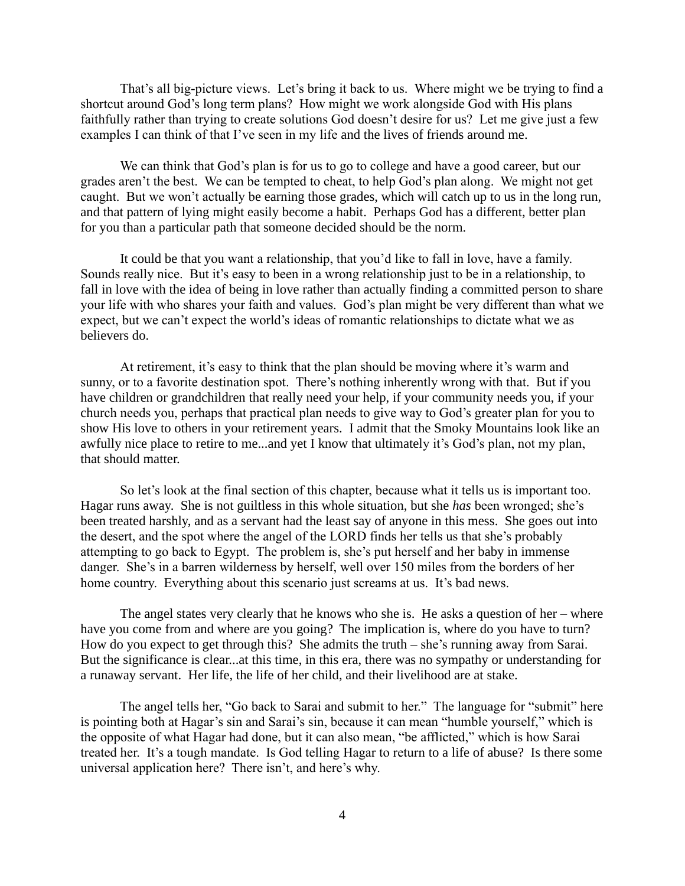That's all big-picture views. Let's bring it back to us. Where might we be trying to find a shortcut around God's long term plans? How might we work alongside God with His plans faithfully rather than trying to create solutions God doesn't desire for us? Let me give just a few examples I can think of that I've seen in my life and the lives of friends around me.

We can think that God's plan is for us to go to college and have a good career, but our grades aren't the best. We can be tempted to cheat, to help God's plan along. We might not get caught. But we won't actually be earning those grades, which will catch up to us in the long run, and that pattern of lying might easily become a habit. Perhaps God has a different, better plan for you than a particular path that someone decided should be the norm.

It could be that you want a relationship, that you'd like to fall in love, have a family. Sounds really nice. But it's easy to been in a wrong relationship just to be in a relationship, to fall in love with the idea of being in love rather than actually finding a committed person to share your life with who shares your faith and values. God's plan might be very different than what we expect, but we can't expect the world's ideas of romantic relationships to dictate what we as believers do.

At retirement, it's easy to think that the plan should be moving where it's warm and sunny, or to a favorite destination spot. There's nothing inherently wrong with that. But if you have children or grandchildren that really need your help, if your community needs you, if your church needs you, perhaps that practical plan needs to give way to God's greater plan for you to show His love to others in your retirement years. I admit that the Smoky Mountains look like an awfully nice place to retire to me...and yet I know that ultimately it's God's plan, not my plan, that should matter.

So let's look at the final section of this chapter, because what it tells us is important too. Hagar runs away. She is not guiltless in this whole situation, but she *has* been wronged; she's been treated harshly, and as a servant had the least say of anyone in this mess. She goes out into the desert, and the spot where the angel of the LORD finds her tells us that she's probably attempting to go back to Egypt. The problem is, she's put herself and her baby in immense danger. She's in a barren wilderness by herself, well over 150 miles from the borders of her home country. Everything about this scenario just screams at us. It's bad news.

The angel states very clearly that he knows who she is. He asks a question of her – where have you come from and where are you going? The implication is, where do you have to turn? How do you expect to get through this? She admits the truth – she's running away from Sarai. But the significance is clear...at this time, in this era, there was no sympathy or understanding for a runaway servant. Her life, the life of her child, and their livelihood are at stake.

The angel tells her, "Go back to Sarai and submit to her." The language for "submit" here is pointing both at Hagar's sin and Sarai's sin, because it can mean "humble yourself," which is the opposite of what Hagar had done, but it can also mean, "be afflicted," which is how Sarai treated her. It's a tough mandate. Is God telling Hagar to return to a life of abuse? Is there some universal application here? There isn't, and here's why.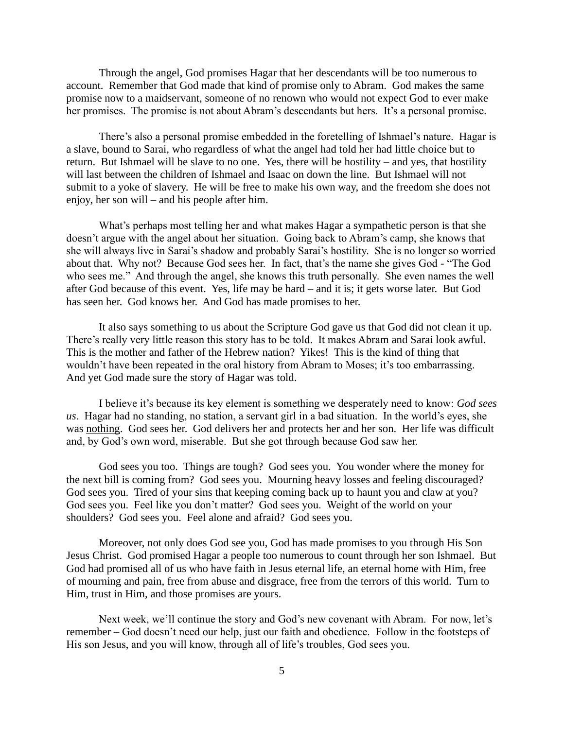Through the angel, God promises Hagar that her descendants will be too numerous to account. Remember that God made that kind of promise only to Abram. God makes the same promise now to a maidservant, someone of no renown who would not expect God to ever make her promises. The promise is not about Abram's descendants but hers. It's a personal promise.

There's also a personal promise embedded in the foretelling of Ishmael's nature. Hagar is a slave, bound to Sarai, who regardless of what the angel had told her had little choice but to return. But Ishmael will be slave to no one. Yes, there will be hostility – and yes, that hostility will last between the children of Ishmael and Isaac on down the line. But Ishmael will not submit to a yoke of slavery. He will be free to make his own way, and the freedom she does not enjoy, her son will – and his people after him.

What's perhaps most telling her and what makes Hagar a sympathetic person is that she doesn't argue with the angel about her situation. Going back to Abram's camp, she knows that she will always live in Sarai's shadow and probably Sarai's hostility. She is no longer so worried about that. Why not? Because God sees her. In fact, that's the name she gives God - "The God who sees me." And through the angel, she knows this truth personally. She even names the well after God because of this event. Yes, life may be hard – and it is; it gets worse later. But God has seen her. God knows her. And God has made promises to her.

It also says something to us about the Scripture God gave us that God did not clean it up. There's really very little reason this story has to be told. It makes Abram and Sarai look awful. This is the mother and father of the Hebrew nation? Yikes! This is the kind of thing that wouldn't have been repeated in the oral history from Abram to Moses; it's too embarrassing. And yet God made sure the story of Hagar was told.

I believe it's because its key element is something we desperately need to know: *God sees us*. Hagar had no standing, no station, a servant girl in a bad situation. In the world's eyes, she was <u>nothing</u>. God sees her. God delivers her and protects her and her son. Her life was difficult and, by God's own word, miserable. But she got through because God saw her.

God sees you too. Things are tough? God sees you. You wonder where the money for the next bill is coming from? God sees you. Mourning heavy losses and feeling discouraged? God sees you. Tired of your sins that keeping coming back up to haunt you and claw at you? God sees you. Feel like you don't matter? God sees you. Weight of the world on your shoulders? God sees you. Feel alone and afraid? God sees you.

Moreover, not only does God see you, God has made promises to you through His Son Jesus Christ. God promised Hagar a people too numerous to count through her son Ishmael. But God had promised all of us who have faith in Jesus eternal life, an eternal home with Him, free of mourning and pain, free from abuse and disgrace, free from the terrors of this world. Turn to Him, trust in Him, and those promises are yours.

Next week, we'll continue the story and God's new covenant with Abram. For now, let's remember – God doesn't need our help, just our faith and obedience. Follow in the footsteps of His son Jesus, and you will know, through all of life's troubles, God sees you.